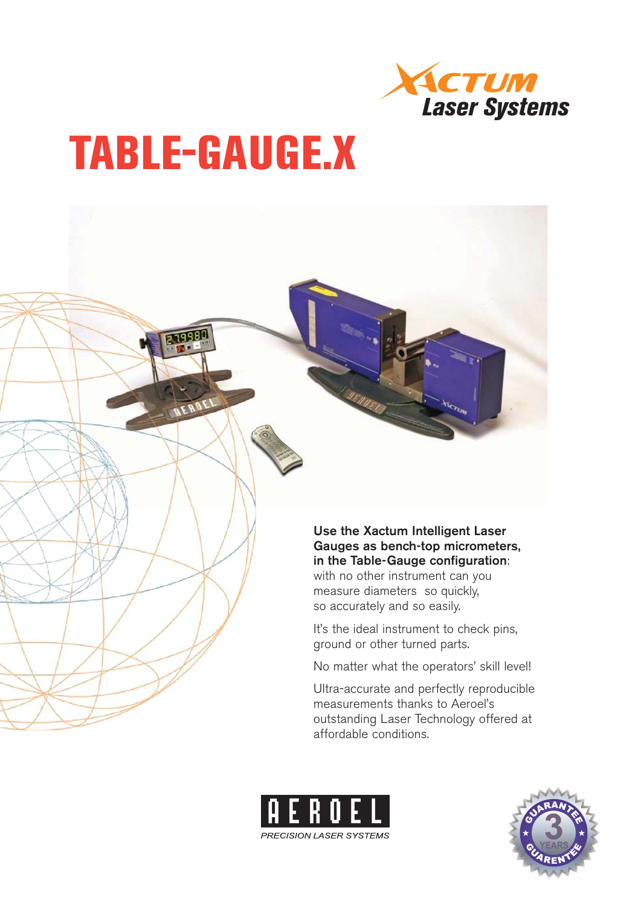XACTUM Laser Systems

# TABLE-GAUGE.X

**Use the Xactum Intelligent Laser Gauges as bench-top micrometers, in the Table-Gauge configuration**: with no other instrument can you measure diameters so quickly, so accurately and so easily.

It's the ideal instrument to check pins, ground or other turned parts.

No matter what the operators' skill level!

Ultra-accurate and perfectly reproducible measurements thanks to Aeroel's outstanding Laser Technology offered at affordable conditions.

AEROEL
PRECISION LASER SYSTEMS

GUARANTEE 3 YEARS GUARENTEE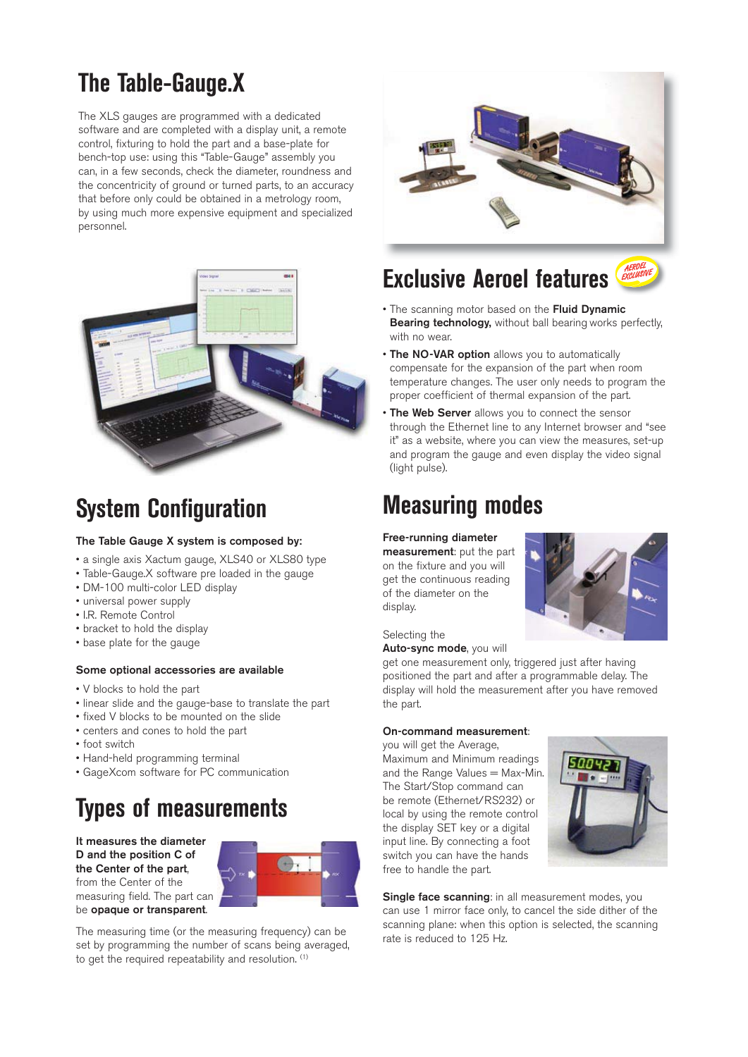# The Table-Gauge.X

The XLS gauges are programmed with a dedicated software and are completed with a display unit, a remote control, fixturing to hold the part and a base-plate for bench-top use: using this "Table-Gauge" assembly you can, in a few seconds, check the diameter, roundness and the concentricity of ground or turned parts, to an accuracy that before only could be obtained in a metrology room, by using much more expensive equipment and specialized personnel.

## System Configuration

**The Table Gauge X system is composed by:**

- a single axis Xactum gauge, XLS40 or XLS80 type
- Table-Gauge.X software pre loaded in the gauge
- DM-100 multi-color LED display
- universal power supply
- I.R. Remote Control
- bracket to hold the display
- base plate for the gauge

**Some optional accessories are available**

- V blocks to hold the part
- linear slide and the gauge-base to translate the part
- fixed V blocks to be mounted on the slide
- centers and cones to hold the part
- foot switch
- Hand-held programming terminal
- GageXcom software for PC communication

## Types of measurements

**It measures the diameter D and the position C of the Center of the part**, from the Center of the measuring field. The part can be **opaque or transparent**.

The measuring time (or the measuring frequency) can be set by programming the number of scans being averaged, to get the required repeatability and resolution. (1)

## Exclusive Aeroel features

AEROEL EXCLUSIVE

- The scanning motor based on the **Fluid Dynamic Bearing technology,** without ball bearing works perfectly, with no wear.
- **The NO-VAR option** allows you to automatically compensate for the expansion of the part when room temperature changes. The user only needs to program the proper coefficient of thermal expansion of the part.
- **The Web Server** allows you to connect the sensor through the Ethernet line to any Internet browser and "see it" as a website, where you can view the measures, set-up and program the gauge and even display the video signal (light pulse).

## Measuring modes

**Free-running diameter measurement**: put the part on the fixture and you will get the continuous reading of the diameter on the display.

Selecting the **Auto-sync mode**, you will get one measurement only, triggered just after having positioned the part and after a programmable delay. The display will hold the measurement after you have removed the part.

**On-command measurement**: you will get the Average, Maximum and Minimum readings and the Range Values = Max-Min. The Start/Stop command can be remote (Ethernet/RS232) or local by using the remote control the display SET key or a digital input line. By connecting a foot switch you can have the hands free to handle the part.

**Single face scanning**: in all measurement modes, you can use 1 mirror face only, to cancel the side dither of the scanning plane: when this option is selected, the scanning rate is reduced to 125 Hz.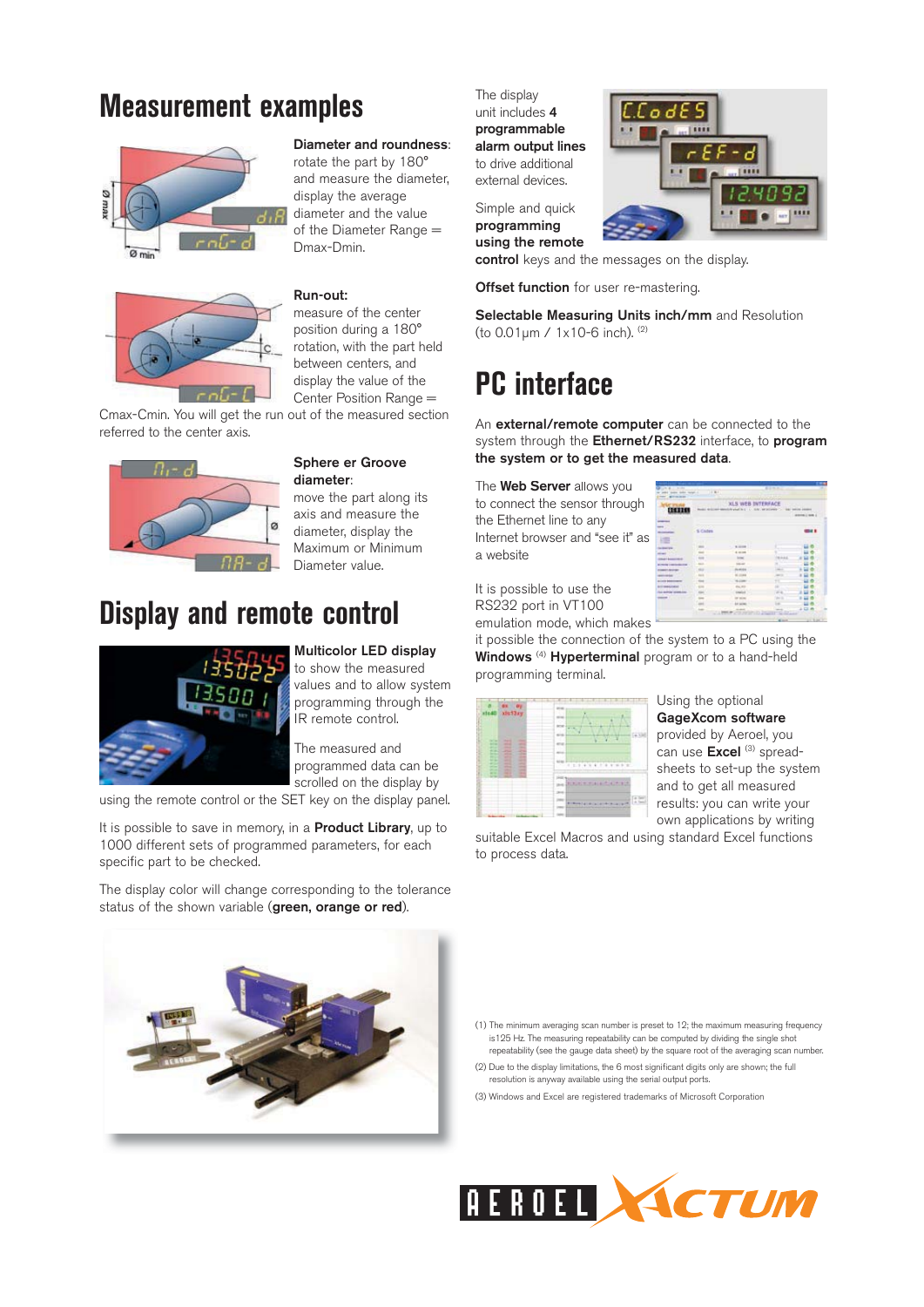# Measurement examples

**Diameter and roundness**: rotate the part by 180° and measure the diameter, display the average diameter and the value of the Diameter Range = Dmax-Dmin.

**Run-out:** measure of the center position during a 180° rotation, with the part held between centers, and display the value of the Center Position Range = Cmax-Cmin. You will get the run out of the measured section referred to the center axis.

**Sphere er Groove diameter**: move the part along its axis and measure the diameter, display the Maximum or Minimum Diameter value.

# Display and remote control

**Multicolor LED display** to show the measured values and to allow system programming through the IR remote control.

The measured and programmed data can be scrolled on the display by using the remote control or the SET key on the display panel.

It is possible to save in memory, in a **Product Library**, up to 1000 different sets of programmed parameters, for each specific part to be checked.

The display color will change corresponding to the tolerance status of the shown variable (**green, orange or red**).

The display unit includes **4 programmable alarm output lines** to drive additional external devices.

Simple and quick **programming using the remote control** keys and the messages on the display.

**Offset function** for user re-mastering.

**Selectable Measuring Units inch/mm** and Resolution (to 0.01µm / 1x10-6 inch). (2)

# PC interface

An **external/remote computer** can be connected to the system through the **Ethernet/RS232** interface, to **program the system or to get the measured data**.

The **Web Server** allows you to connect the sensor through the Ethernet line to any Internet browser and "see it" as a website

It is possible to use the RS232 port in VT100 emulation mode, which makes it possible the connection of the system to a PC using the **Windows** (4) **Hyperterminal** program or to a hand-held programming terminal.

Using the optional **GageXcom software** provided by Aeroel, you can use **Excel** (3) spread-sheets to set-up the system and to get all measured results: you can write your own applications by writing suitable Excel Macros and using standard Excel functions to process data.

(1) The minimum averaging scan number is preset to 12; the maximum measuring frequency is125 Hz. The measuring repeatability can be computed by dividing the single shot repeatability (see the gauge data sheet) by the square root of the averaging scan number.

(2) Due to the display limitations, the 6 most significant digits only are shown; the full resolution is anyway available using the serial output ports.

(3) Windows and Excel are registered trademarks of Microsoft Corporation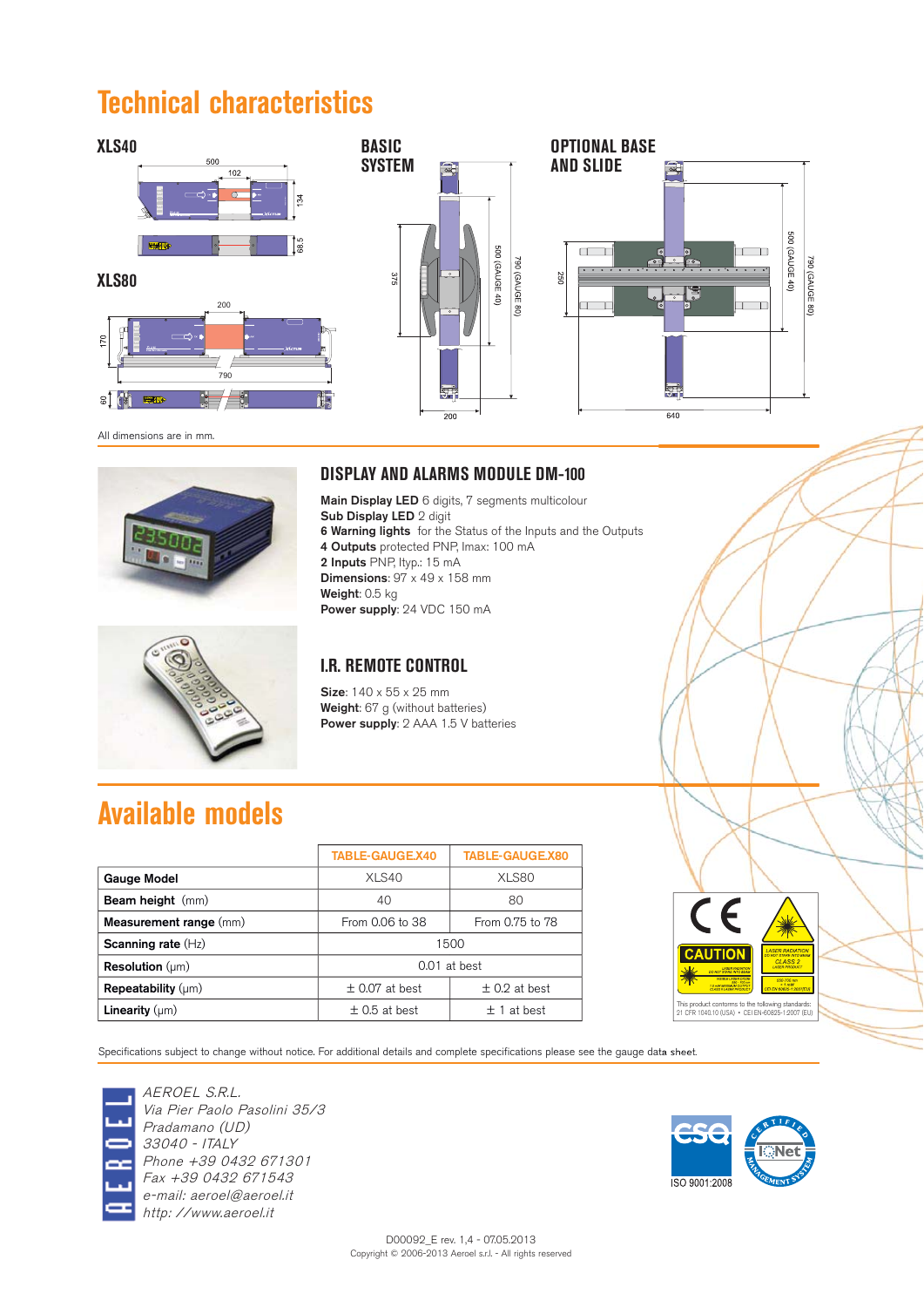# Technical characteristics

### XLS40

500

102

134

68.5

### XLS80

200

170

790

60

### BASIC SYSTEM

375

500 (GAUGE 40)

790 (GAUGE 80)

200

### OPTIONAL BASE AND SLIDE

250

500 (GAUGE 40)

790 (GAUGE 80)

640

All dimensions are in mm.

## DISPLAY AND ALARMS MODULE DM-100

**Main Display LED** 6 digits, 7 segments multicolour
**Sub Display LED** 2 digit
**6 Warning lights** for the Status of the Inputs and the Outputs
**4 Outputs** protected PNP, Imax: 100 mA
**2 Inputs** PNP, Ityp.: 15 mA
**Dimensions**: 97 x 49 x 158 mm
**Weight**: 0.5 kg
**Power supply**: 24 VDC 150 mA

## I.R. REMOTE CONTROL

**Size**: 140 x 55 x 25 mm
**Weight**: 67 g (without batteries)
**Power supply**: 2 AAA 1.5 V batteries

# Available models

| | TABLE-GAUGE.X40 | TABLE-GAUGE.X80 |
|---|---|---|
| **Gauge Model** | XLS40 | XLS80 |
| **Beam height** (mm) | 40 | 80 |
| **Measurement range** (mm) | From 0.06 to 38 | From 0.75 to 78 |
| **Scanning rate** (Hz) | 1500 | |
| **Resolution** (μm) | 0.01 at best | |
| **Repeatability** (μm) | ± 0.07 at best | ± 0.2 at best |
| **Linearity** (μm) | ± 0.5 at best | ± 1 at best |

CAUTION

This product conforms to the following standards:
21 CFR 1040.10 (USA) • CEI EN-60825-1:2007 (EU)

Specifications subject to change without notice. For additional details and complete specifications please see the gauge data sheet.

*AEROEL S.R.L.*
*Via Pier Paolo Pasolini 35/3*
*Pradamano (UD)*
*33040 - ITALY*
*Phone +39 0432 671301*
*Fax +39 0432 671543*
*e-mail: aeroel@aeroel.it*
*http: //www.aeroel.it*

ISO 9001:2008

D00092_E rev. 1,4 - 07.05.2013
Copyright © 2006-2013 Aeroel s.r.l. - All rights reserved